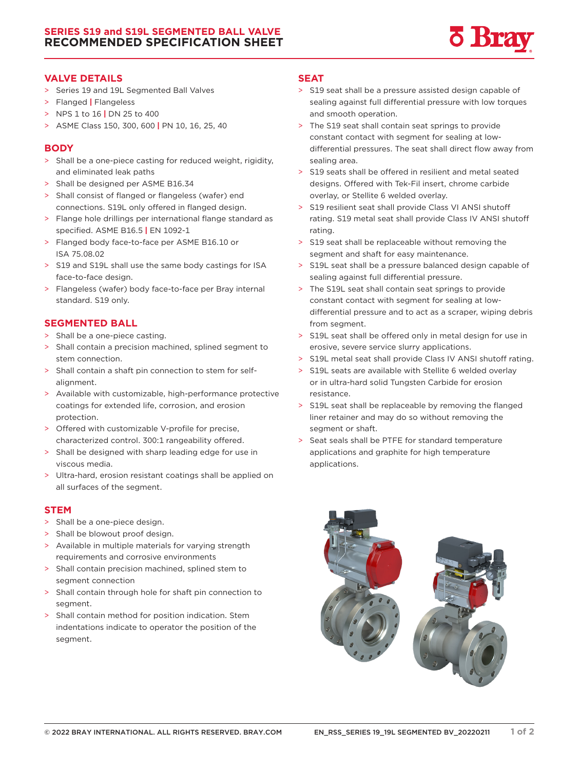# SERIES S19 and S19L SEGMENTED BALL VALVE
# RECOMMENDED SPECIFICATION SHEET

## VALVE DETAILS

- Series 19 and 19L Segmented Ball Valves
- Flanged | Flangeless
- NPS 1 to 16 | DN 25 to 400
- ASME Class 150, 300, 600 | PN 10, 16, 25, 40

## BODY

- Shall be a one-piece casting for reduced weight, rigidity, and eliminated leak paths
- Shall be designed per ASME B16.34
- Shall consist of flanged or flangeless (wafer) end connections. S19L only offered in flanged design.
- Flange hole drillings per international flange standard as specified. ASME B16.5 | EN 1092-1
- Flanged body face-to-face per ASME B16.10 or ISA 75.08.02
- S19 and S19L shall use the same body castings for ISA face-to-face design.
- Flangeless (wafer) body face-to-face per Bray internal standard. S19 only.

## SEGMENTED BALL

- Shall be a one-piece casting.
- Shall contain a precision machined, splined segment to stem connection.
- Shall contain a shaft pin connection to stem for self-alignment.
- Available with customizable, high-performance protective coatings for extended life, corrosion, and erosion protection.
- Offered with customizable V-profile for precise, characterized control. 300:1 rangeability offered.
- Shall be designed with sharp leading edge for use in viscous media.
- Ultra-hard, erosion resistant coatings shall be applied on all surfaces of the segment.

## STEM

- Shall be a one-piece design.
- Shall be blowout proof design.
- Available in multiple materials for varying strength requirements and corrosive environments
- Shall contain precision machined, splined stem to segment connection
- Shall contain through hole for shaft pin connection to segment.
- Shall contain method for position indication. Stem indentations indicate to operator the position of the segment.

## SEAT

- S19 seat shall be a pressure assisted design capable of sealing against full differential pressure with low torques and smooth operation.
- The S19 seat shall contain seat springs to provide constant contact with segment for sealing at low-differential pressures. The seat shall direct flow away from sealing area.
- S19 seats shall be offered in resilient and metal seated designs. Offered with Tek-Fil insert, chrome carbide overlay, or Stellite 6 welded overlay.
- S19 resilient seat shall provide Class VI ANSI shutoff rating. S19 metal seat shall provide Class IV ANSI shutoff rating.
- S19 seat shall be replaceable without removing the segment and shaft for easy maintenance.
- S19L seat shall be a pressure balanced design capable of sealing against full differential pressure.
- The S19L seat shall contain seat springs to provide constant contact with segment for sealing at low-differential pressure and to act as a scraper, wiping debris from segment.
- S19L seat shall be offered only in metal design for use in erosive, severe service slurry applications.
- S19L metal seat shall provide Class IV ANSI shutoff rating.
- S19L seats are available with Stellite 6 welded overlay or in ultra-hard solid Tungsten Carbide for erosion resistance.
- S19L seat shall be replaceable by removing the flanged liner retainer and may do so without removing the segment or shaft.
- Seat seals shall be PTFE for standard temperature applications and graphite for high temperature applications.

© 2022 BRAY INTERNATIONAL. ALL RIGHTS RESERVED. BRAY.COM EN_RSS_SERIES 19_19L SEGMENTED BV_20220211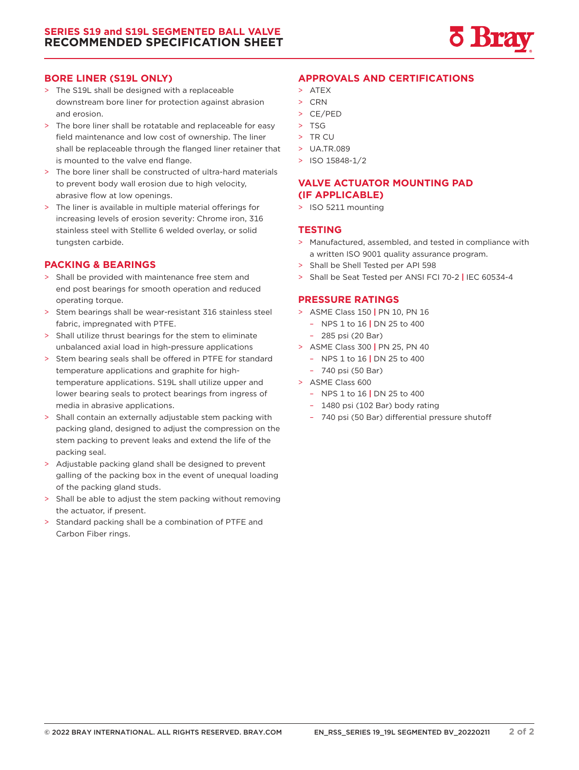## BORE LINER (S19L ONLY)

- The S19L shall be designed with a replaceable downstream bore liner for protection against abrasion and erosion.
- The bore liner shall be rotatable and replaceable for easy field maintenance and low cost of ownership. The liner shall be replaceable through the flanged liner retainer that is mounted to the valve end flange.
- The bore liner shall be constructed of ultra-hard materials to prevent body wall erosion due to high velocity, abrasive flow at low openings.
- The liner is available in multiple material offerings for increasing levels of erosion severity: Chrome iron, 316 stainless steel with Stellite 6 welded overlay, or solid tungsten carbide.

## PACKING & BEARINGS

- Shall be provided with maintenance free stem and end post bearings for smooth operation and reduced operating torque.
- Stem bearings shall be wear-resistant 316 stainless steel fabric, impregnated with PTFE.
- Shall utilize thrust bearings for the stem to eliminate unbalanced axial load in high-pressure applications
- Stem bearing seals shall be offered in PTFE for standard temperature applications and graphite for high-temperature applications. S19L shall utilize upper and lower bearing seals to protect bearings from ingress of media in abrasive applications.
- Shall contain an externally adjustable stem packing with packing gland, designed to adjust the compression on the stem packing to prevent leaks and extend the life of the packing seal.
- Adjustable packing gland shall be designed to prevent galling of the packing box in the event of unequal loading of the packing gland studs.
- Shall be able to adjust the stem packing without removing the actuator, if present.
- Standard packing shall be a combination of PTFE and Carbon Fiber rings.

## APPROVALS AND CERTIFICATIONS

- ATEX
- CRN
- CE/PED
- TSG
- TR CU
- UA.TR.089
- ISO 15848-1/2

## VALVE ACTUATOR MOUNTING PAD (IF APPLICABLE)

- ISO 5211 mounting

## TESTING

- Manufactured, assembled, and tested in compliance with a written ISO 9001 quality assurance program.
- Shall be Shell Tested per API 598
- Shall be Seat Tested per ANSI FCI 70-2 | IEC 60534-4

## PRESSURE RATINGS

- ASME Class 150 | PN 10, PN 16
  - NPS 1 to 16 | DN 25 to 400
  - 285 psi (20 Bar)
- ASME Class 300 | PN 25, PN 40
  - NPS 1 to 16 | DN 25 to 400
  - 740 psi (50 Bar)
- ASME Class 600
  - NPS 1 to 16 | DN 25 to 400
  - 1480 psi (102 Bar) body rating
  - 740 psi (50 Bar) differential pressure shutoff